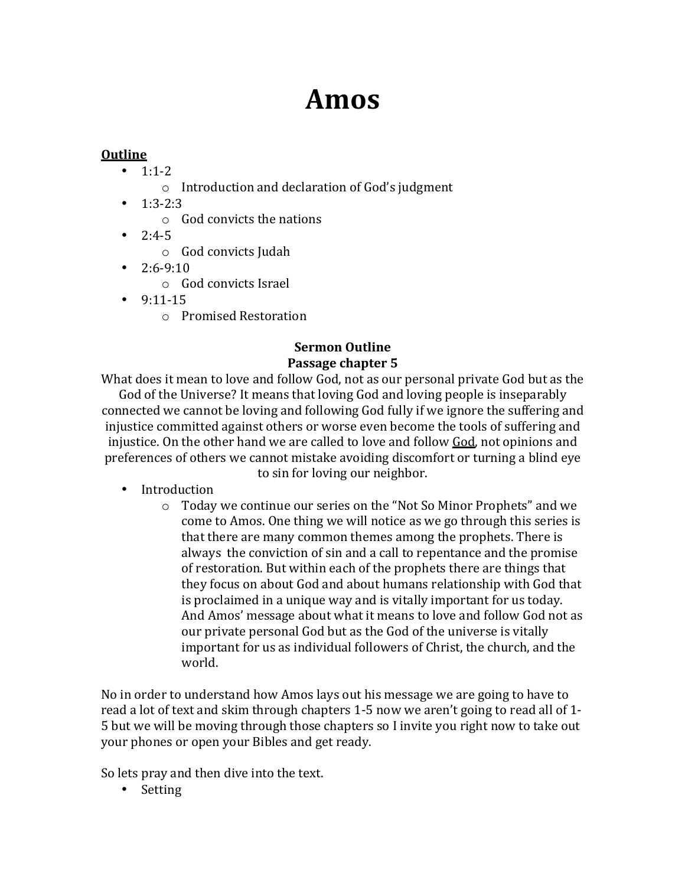# Amos

**Outline**

- 1:1-2
    - Introduction and declaration of God's judgment
- 1:3-2:3
    - God convicts the nations
- 2:4-5
    - God convicts Judah
- 2:6-9:10
    - God convicts Israel
- 9:11-15
    - Promised Restoration

**Sermon Outline**
**Passage chapter 5**

What does it mean to love and follow God, not as our personal private God but as the God of the Universe? It means that loving God and loving people is inseparably connected we cannot be loving and following God fully if we ignore the suffering and injustice committed against others or worse even become the tools of suffering and injustice. On the other hand we are called to love and follow <u>God</u>, not opinions and preferences of others we cannot mistake avoiding discomfort or turning a blind eye to sin for loving our neighbor.

- Introduction
    - Today we continue our series on the "Not So Minor Prophets" and we come to Amos. One thing we will notice as we go through this series is that there are many common themes among the prophets. There is always the conviction of sin and a call to repentance and the promise of restoration. But within each of the prophets there are things that they focus on about God and about humans relationship with God that is proclaimed in a unique way and is vitally important for us today. And Amos' message about what it means to love and follow God not as our private personal God but as the God of the universe is vitally important for us as individual followers of Christ, the church, and the world.

No in order to understand how Amos lays out his message we are going to have to read a lot of text and skim through chapters 1-5 now we aren't going to read all of 1-5 but we will be moving through those chapters so I invite you right now to take out your phones or open your Bibles and get ready.

So lets pray and then dive into the text.

- Setting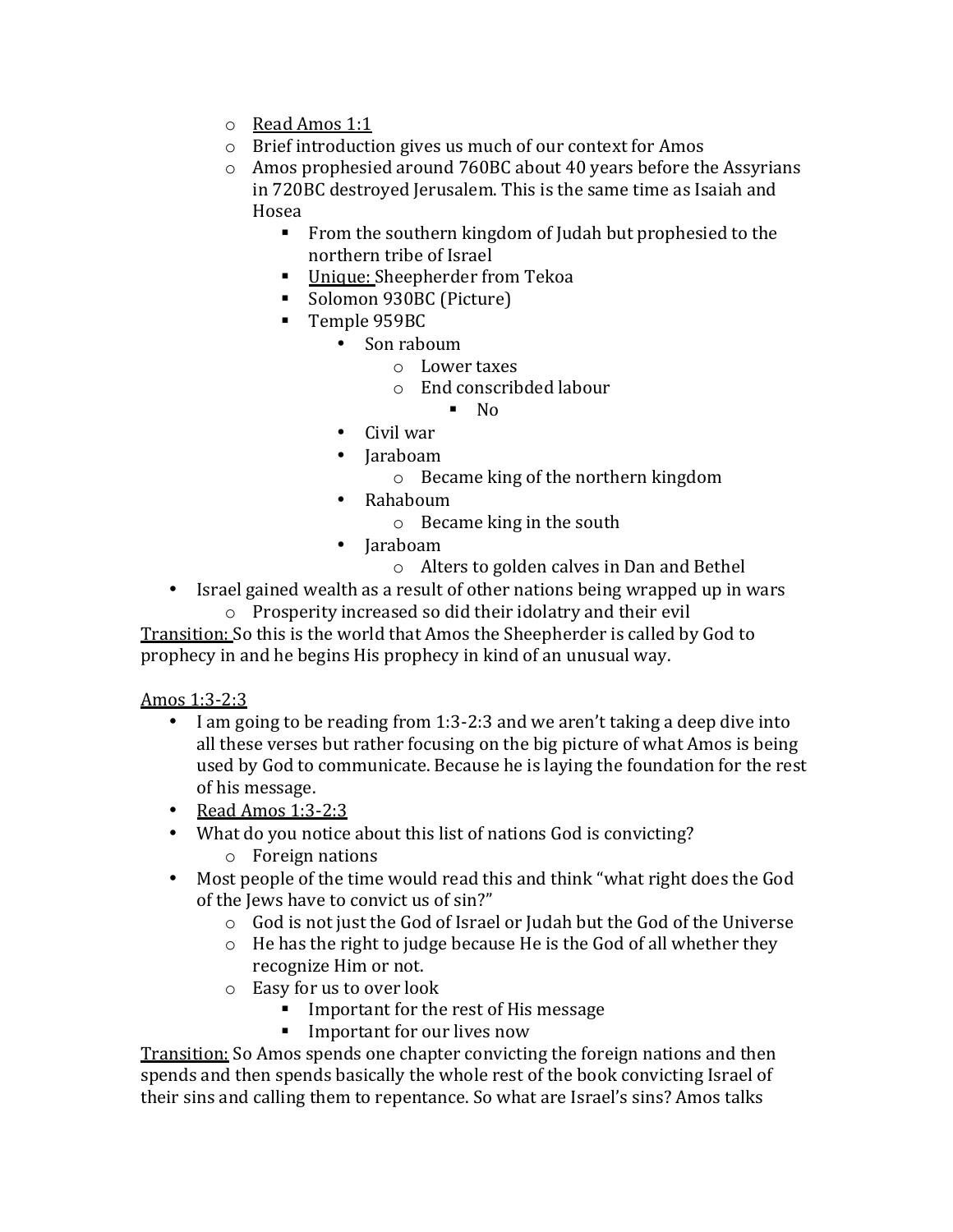- Read Amos 1:1
  - Brief introduction gives us much of our context for Amos
  - Amos prophesied around 760BC about 40 years before the Assyrians in 720BC destroyed Jerusalem. This is the same time as Isaiah and Hosea
    - From the southern kingdom of Judah but prophesied to the northern tribe of Israel
    - Unique: Sheepherder from Tekoa
    - Solomon 930BC (Picture)
    - Temple 959BC
      - Son raboum
        - Lower taxes
        - End conscribded labour
          - No
      - Civil war
      - Jaraboam
        - Became king of the northern kingdom
      - Rahaboum
        - Became king in the south
      - Jaraboam
        - Alters to golden calves in Dan and Bethel
- Israel gained wealth as a result of other nations being wrapped up in wars
  - Prosperity increased so did their idolatry and their evil

Transition: So this is the world that Amos the Sheepherder is called by God to prophecy in and he begins His prophecy in kind of an unusual way.

Amos 1:3-2:3

- I am going to be reading from 1:3-2:3 and we aren't taking a deep dive into all these verses but rather focusing on the big picture of what Amos is being used by God to communicate. Because he is laying the foundation for the rest of his message.
- Read Amos 1:3-2:3
- What do you notice about this list of nations God is convicting?
  - Foreign nations
- Most people of the time would read this and think "what right does the God of the Jews have to convict us of sin?"
  - God is not just the God of Israel or Judah but the God of the Universe
  - He has the right to judge because He is the God of all whether they recognize Him or not.
  - Easy for us to over look
    - Important for the rest of His message
    - Important for our lives now

Transition: So Amos spends one chapter convicting the foreign nations and then spends and then spends basically the whole rest of the book convicting Israel of their sins and calling them to repentance. So what are Israel's sins? Amos talks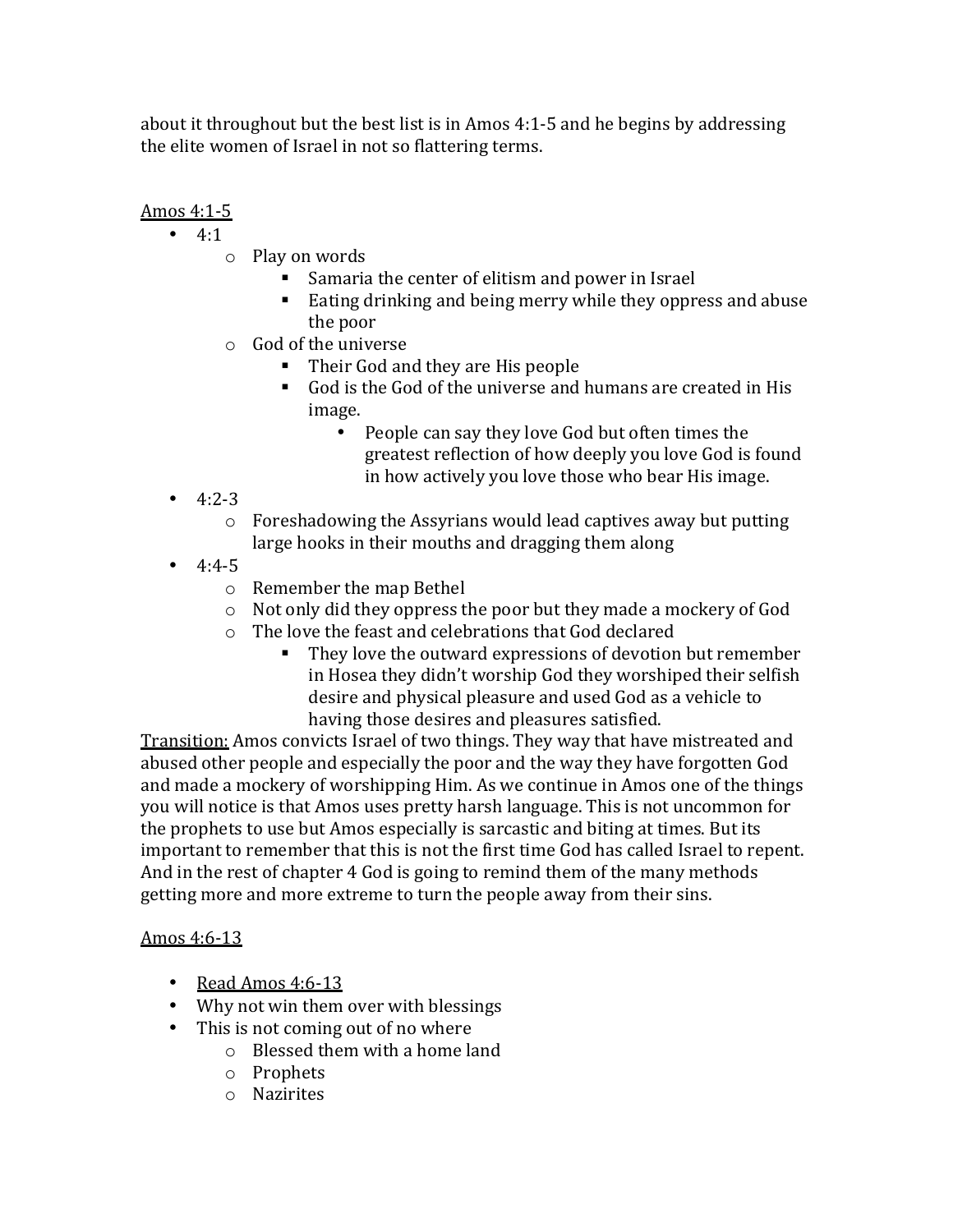about it throughout but the best list is in Amos 4:1-5 and he begins by addressing the elite women of Israel in not so flattering terms.

Amos 4:1-5

- 4:1
  - Play on words
    - Samaria the center of elitism and power in Israel
    - Eating drinking and being merry while they oppress and abuse the poor
  - God of the universe
    - Their God and they are His people
    - God is the God of the universe and humans are created in His image.
      - People can say they love God but often times the greatest reflection of how deeply you love God is found in how actively you love those who bear His image.
- 4:2-3
  - Foreshadowing the Assyrians would lead captives away but putting large hooks in their mouths and dragging them along
- 4:4-5
  - Remember the map Bethel
  - Not only did they oppress the poor but they made a mockery of God
  - The love the feast and celebrations that God declared
    - They love the outward expressions of devotion but remember in Hosea they didn't worship God they worshiped their selfish desire and physical pleasure and used God as a vehicle to having those desires and pleasures satisfied.

Transition: Amos convicts Israel of two things. They way that have mistreated and abused other people and especially the poor and the way they have forgotten God and made a mockery of worshipping Him. As we continue in Amos one of the things you will notice is that Amos uses pretty harsh language. This is not uncommon for the prophets to use but Amos especially is sarcastic and biting at times. But its important to remember that this is not the first time God has called Israel to repent. And in the rest of chapter 4 God is going to remind them of the many methods getting more and more extreme to turn the people away from their sins.

Amos 4:6-13

- Read Amos 4:6-13
- Why not win them over with blessings
- This is not coming out of no where
  - Blessed them with a home land
  - Prophets
  - Nazirites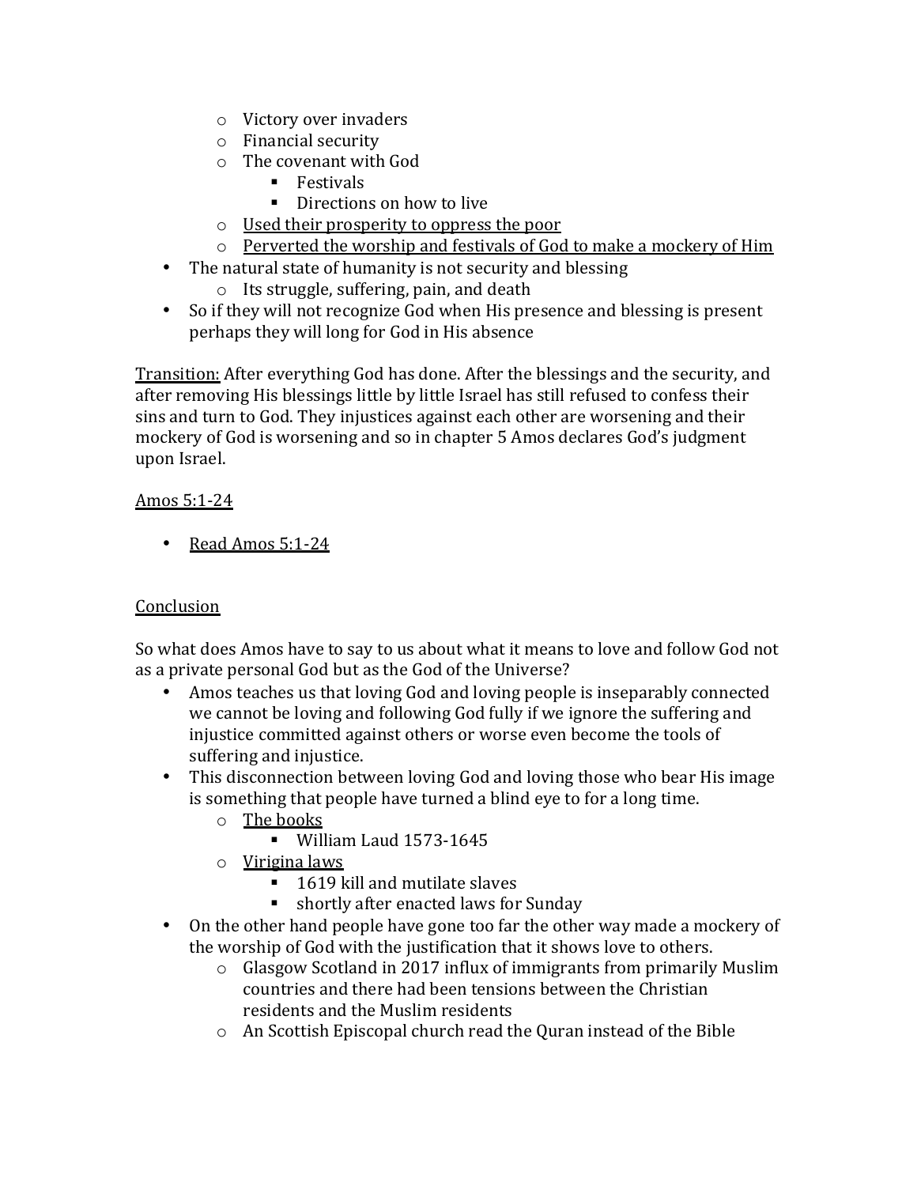- Victory over invaders
  - Financial security
  - The covenant with God
    - Festivals
    - Directions on how to live
  - <u>Used their prosperity to oppress the poor</u>
  - <u>Perverted the worship and festivals of God to make a mockery of Him</u>
- The natural state of humanity is not security and blessing
  - Its struggle, suffering, pain, and death
- So if they will not recognize God when His presence and blessing is present perhaps they will long for God in His absence

<u>Transition:</u> After everything God has done. After the blessings and the security, and after removing His blessings little by little Israel has still refused to confess their sins and turn to God. They injustices against each other are worsening and their mockery of God is worsening and so in chapter 5 Amos declares God's judgment upon Israel.

<u>Amos 5:1-24</u>

- <u>Read Amos 5:1-24</u>

<u>Conclusion</u>

So what does Amos have to say to us about what it means to love and follow God not as a private personal God but as the God of the Universe?

- Amos teaches us that loving God and loving people is inseparably connected we cannot be loving and following God fully if we ignore the suffering and injustice committed against others or worse even become the tools of suffering and injustice.
- This disconnection between loving God and loving those who bear His image is something that people have turned a blind eye to for a long time.
  - <u>The books</u>
    - William Laud 1573-1645
  - <u>Virigina laws</u>
    - 1619 kill and mutilate slaves
    - shortly after enacted laws for Sunday
- On the other hand people have gone too far the other way made a mockery of the worship of God with the justification that it shows love to others.
  - Glasgow Scotland in 2017 influx of immigrants from primarily Muslim countries and there had been tensions between the Christian residents and the Muslim residents
  - An Scottish Episcopal church read the Quran instead of the Bible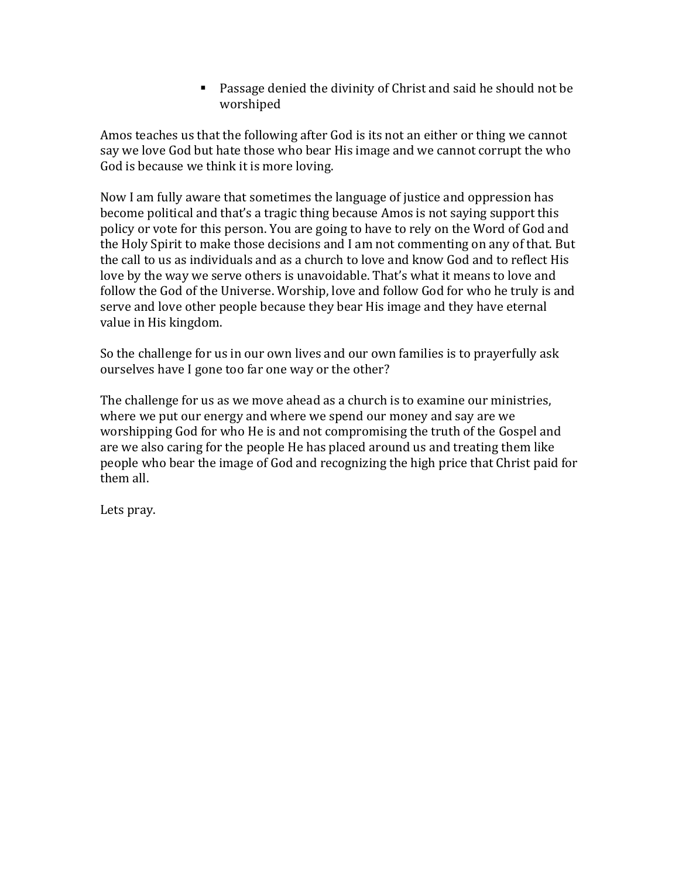- Passage denied the divinity of Christ and said he should not be worshiped

Amos teaches us that the following after God is its not an either or thing we cannot say we love God but hate those who bear His image and we cannot corrupt the who God is because we think it is more loving.

Now I am fully aware that sometimes the language of justice and oppression has become political and that's a tragic thing because Amos is not saying support this policy or vote for this person. You are going to have to rely on the Word of God and the Holy Spirit to make those decisions and I am not commenting on any of that. But the call to us as individuals and as a church to love and know God and to reflect His love by the way we serve others is unavoidable. That's what it means to love and follow the God of the Universe. Worship, love and follow God for who he truly is and serve and love other people because they bear His image and they have eternal value in His kingdom.

So the challenge for us in our own lives and our own families is to prayerfully ask ourselves have I gone too far one way or the other?

The challenge for us as we move ahead as a church is to examine our ministries, where we put our energy and where we spend our money and say are we worshipping God for who He is and not compromising the truth of the Gospel and are we also caring for the people He has placed around us and treating them like people who bear the image of God and recognizing the high price that Christ paid for them all.

Lets pray.